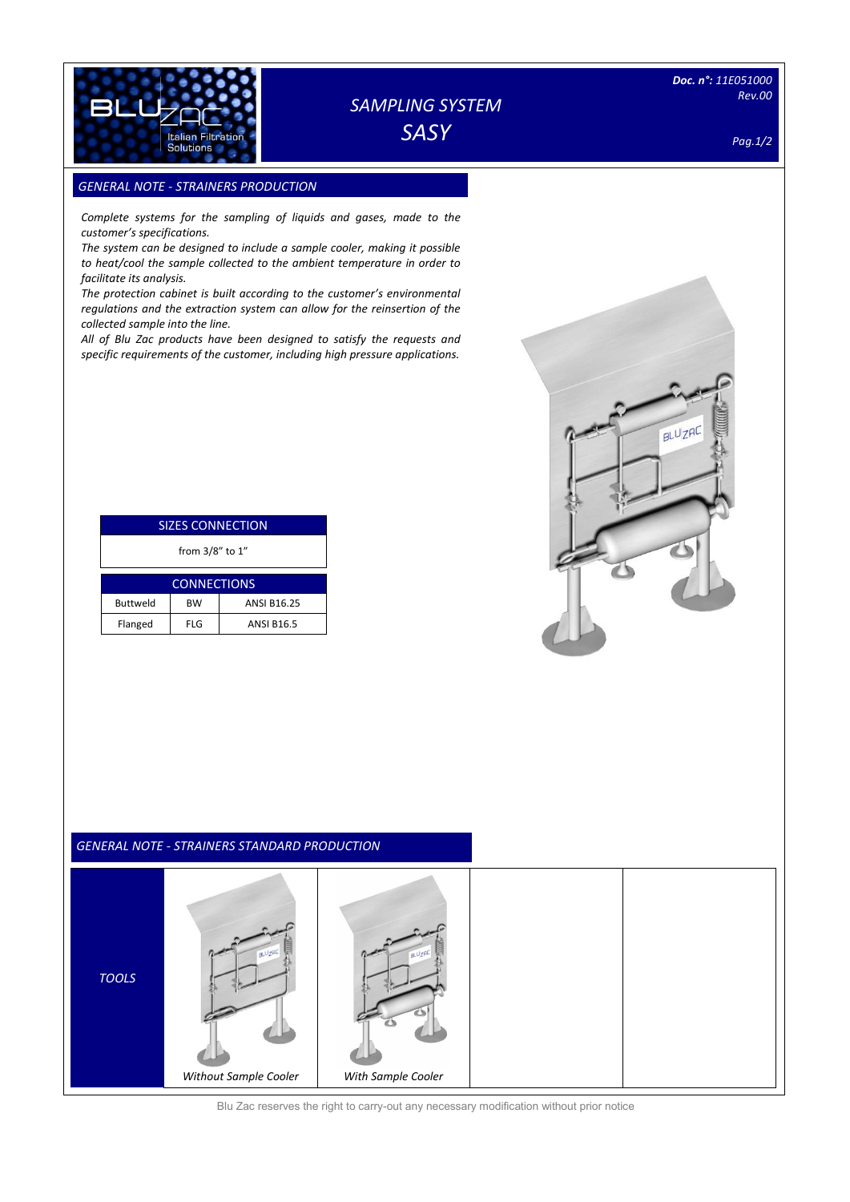# SAMPLING SYSTEM
# SASY

*Doc. n°: 11E051000*
*Rev.00*

## *GENERAL NOTE - STRAINERS PRODUCTION*

*Complete systems for the sampling of liquids and gases, made to the customer's specifications.*
*The system can be designed to include a sample cooler, making it possible to heat/cool the sample collected to the ambient temperature in order to facilitate its analysis.*
*The protection cabinet is built according to the customer's environmental regulations and the extraction system can allow for the reinsertion of the collected sample into the line.*
*All of Blu Zac products have been designed to satisfy the requests and specific requirements of the customer, including high pressure applications.*

| SIZES CONNECTION |
|---|
| from 3/8" to 1" |

| CONNECTIONS | | |
|---|---|---|
| Buttweld | BW | ANSI B16.25 |
| Flanged | FLG | ANSI B16.5 |

## *GENERAL NOTE - STRAINERS STANDARD PRODUCTION*

| *TOOLS* | *Without Sample Cooler* | *With Sample Cooler* | | |
|---|---|---|---|---|

Blu Zac reserves the right to carry-out any necessary modification without prior notice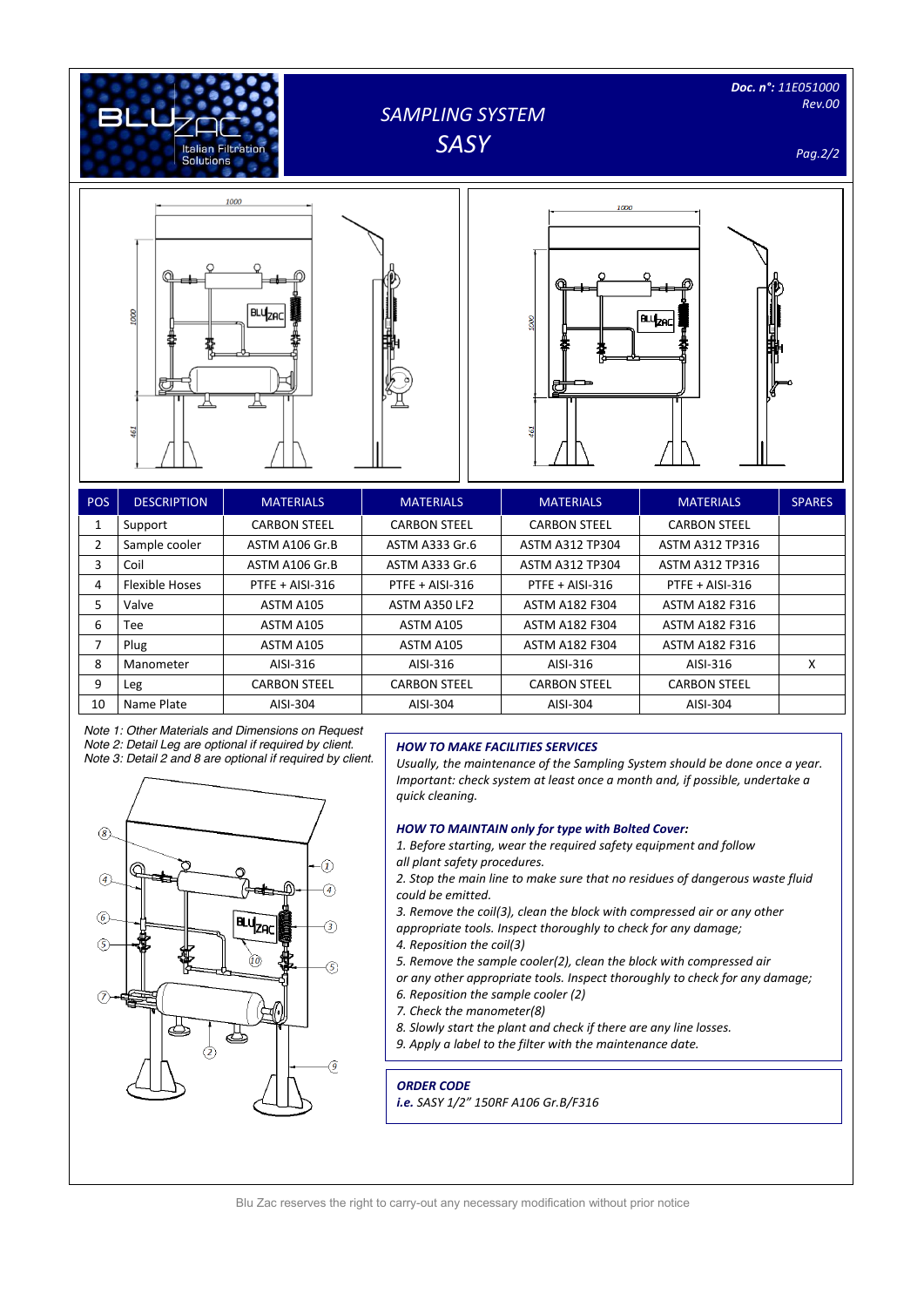# SAMPLING SYSTEM SASY

Doc. n°: 11E051000
Rev.00

| POS | DESCRIPTION | MATERIALS | MATERIALS | MATERIALS | MATERIALS | SPARES |
|---|---|---|---|---|---|---|
| 1 | Support | CARBON STEEL | CARBON STEEL | CARBON STEEL | CARBON STEEL | |
| 2 | Sample cooler | ASTM A106 Gr.B | ASTM A333 Gr.6 | ASTM A312 TP304 | ASTM A312 TP316 | |
| 3 | Coil | ASTM A106 Gr.B | ASTM A333 Gr.6 | ASTM A312 TP304 | ASTM A312 TP316 | |
| 4 | Flexible Hoses | PTFE + AISI-316 | PTFE + AISI-316 | PTFE + AISI-316 | PTFE + AISI-316 | |
| 5 | Valve | ASTM A105 | ASTM A350 LF2 | ASTM A182 F304 | ASTM A182 F316 | |
| 6 | Tee | ASTM A105 | ASTM A105 | ASTM A182 F304 | ASTM A182 F316 | |
| 7 | Plug | ASTM A105 | ASTM A105 | ASTM A182 F304 | ASTM A182 F316 | |
| 8 | Manometer | AISI-316 | AISI-316 | AISI-316 | AISI-316 | X |
| 9 | Leg | CARBON STEEL | CARBON STEEL | CARBON STEEL | CARBON STEEL | |
| 10 | Name Plate | AISI-304 | AISI-304 | AISI-304 | AISI-304 | |

*Note 1: Other Materials and Dimensions on Request*
*Note 2: Detail Leg are optional if required by client.*
*Note 3: Detail 2 and 8 are optional if required by client.*

### *HOW TO MAKE FACILITIES SERVICES*

*Usually, the maintenance of the Sampling System should be done once a year. Important: check system at least once a month and, if possible, undertake a quick cleaning.*

### *HOW TO MAINTAIN only for type with Bolted Cover:*

1. *Before starting, wear the required safety equipment and follow all plant safety procedures.*
2. *Stop the main line to make sure that no residues of dangerous waste fluid could be emitted.*
3. *Remove the coil(3), clean the block with compressed air or any other appropriate tools. Inspect thoroughly to check for any damage;*
4. *Reposition the coil(3)*
5. *Remove the sample cooler(2), clean the block with compressed air or any other appropriate tools. Inspect thoroughly to check for any damage;*
6. *Reposition the sample cooler (2)*
7. *Check the manometer(8)*
8. *Slowly start the plant and check if there are any line losses.*
9. *Apply a label to the filter with the maintenance date.*

### *ORDER CODE*

***i.e.*** *SASY 1/2" 150RF A106 Gr.B/F316*

Blu Zac reserves the right to carry-out any necessary modification without prior notice